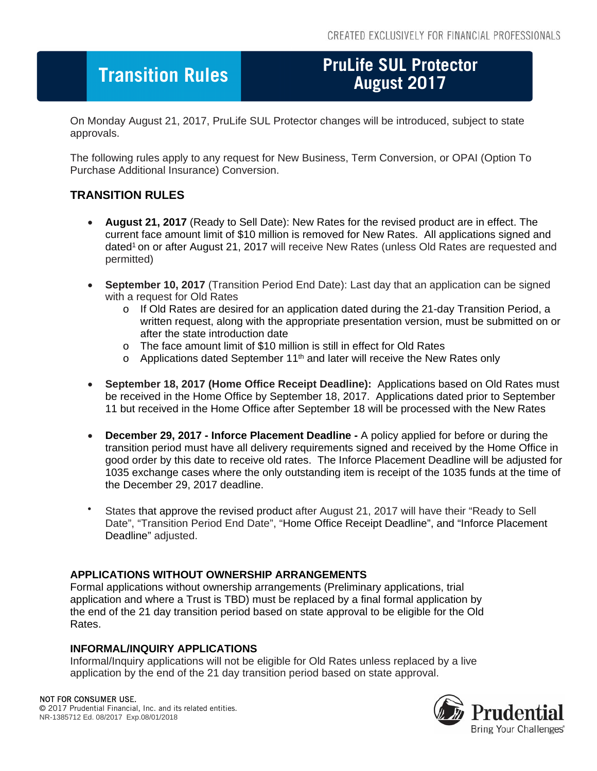CREATED EXCLUSIVELY FOR FINANCIAL PROFESSIONALS

# Transition Rules

# PruLife SUL Protector August 2017

On Monday August 21, 2017, PruLife SUL Protector changes will be introduced, subject to state approvals.

The following rules apply to any request for New Business, Term Conversion, or OPAI (Option To Purchase Additional Insurance) Conversion.

## TRANSITION RULES

- **August 21, 2017** (Ready to Sell Date): New Rates for the revised product are in effect. The current face amount limit of $10 million is removed for New Rates. All applications signed and dated[1] on or after August 21, 2017 will receive New Rates (unless Old Rates are requested and permitted)

- **September 10, 2017** (Transition Period End Date): Last day that an application can be signed with a request for Old Rates
  - If Old Rates are desired for an application dated during the 21-day Transition Period, a written request, along with the appropriate presentation version, must be submitted on or after the state introduction date
  - The face amount limit of $10 million is still in effect for Old Rates
  - Applications dated September 11th and later will receive the New Rates only

- **September 18, 2017 (Home Office Receipt Deadline):** Applications based on Old Rates must be received in the Home Office by September 18, 2017. Applications dated prior to September 11 but received in the Home Office after September 18 will be processed with the New Rates

- **December 29, 2017 - Inforce Placement Deadline -** A policy applied for before or during the transition period must have all delivery requirements signed and received by the Home Office in good order by this date to receive old rates. The Inforce Placement Deadline will be adjusted for 1035 exchange cases where the only outstanding item is receipt of the 1035 funds at the time of the December 29, 2017 deadline.

- States that approve the revised product after August 21, 2017 will have their "Ready to Sell Date", "Transition Period End Date", "Home Office Receipt Deadline", and "Inforce Placement Deadline" adjusted.

### APPLICATIONS WITHOUT OWNERSHIP ARRANGEMENTS

Formal applications without ownership arrangements (Preliminary applications, trial application and where a Trust is TBD) must be replaced by a final formal application by the end of the 21 day transition period based on state approval to be eligible for the Old Rates.

### INFORMAL/INQUIRY APPLICATIONS

Informal/Inquiry applications will not be eligible for Old Rates unless replaced by a live application by the end of the 21 day transition period based on state approval.

NOT FOR CONSUMER USE.
© 2017 Prudential Financial, Inc. and its related entities.
NR-1385712 Ed. 08/2017 Exp.08/01/2018

Prudential
Bring Your Challenges®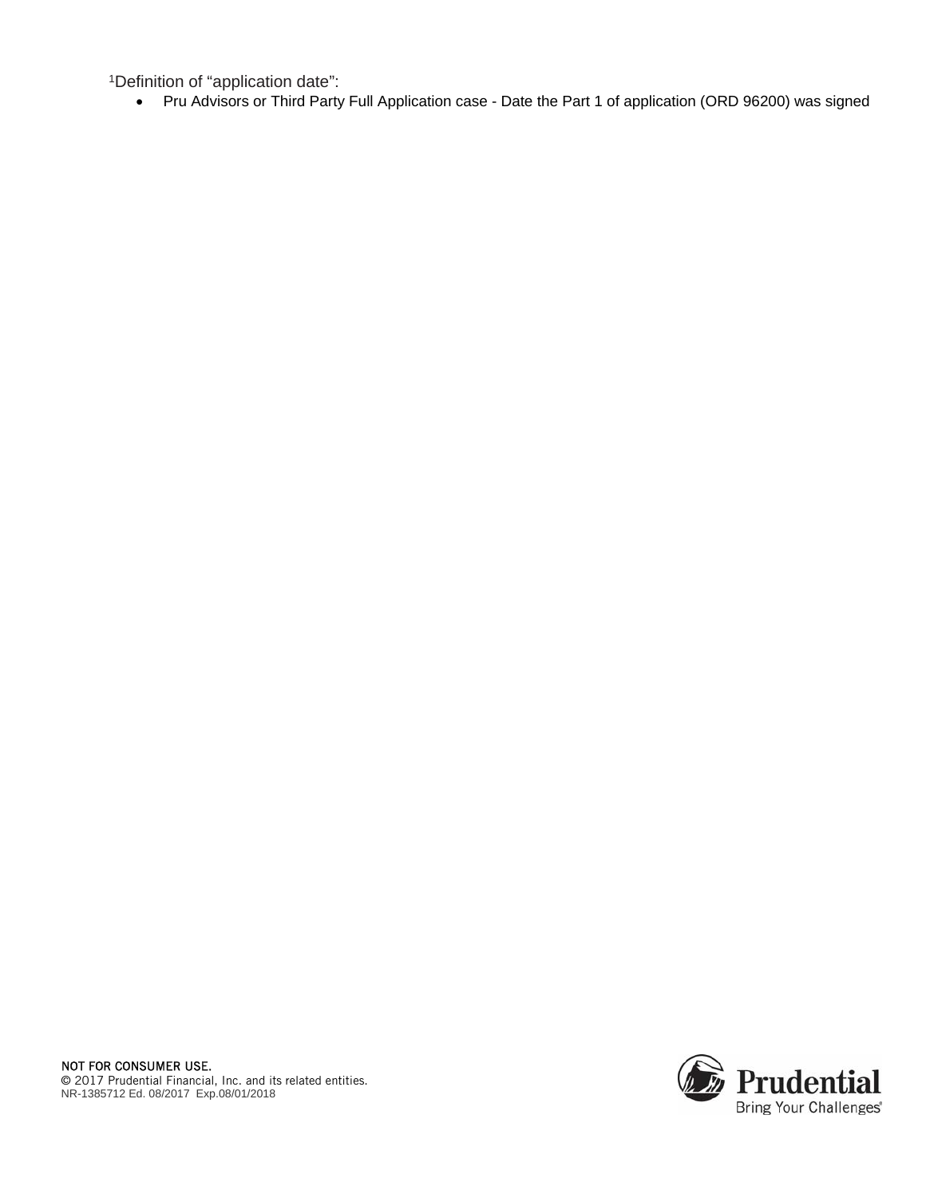[1]Definition of “application date”:

- Pru Advisors or Third Party Full Application case - Date the Part 1 of application (ORD 96200) was signed

NOT FOR CONSUMER USE.
© 2017 Prudential Financial, Inc. and its related entities.
NR-1385712 Ed. 08/2017 Exp.08/01/2018

Prudential
Bring Your Challenges®